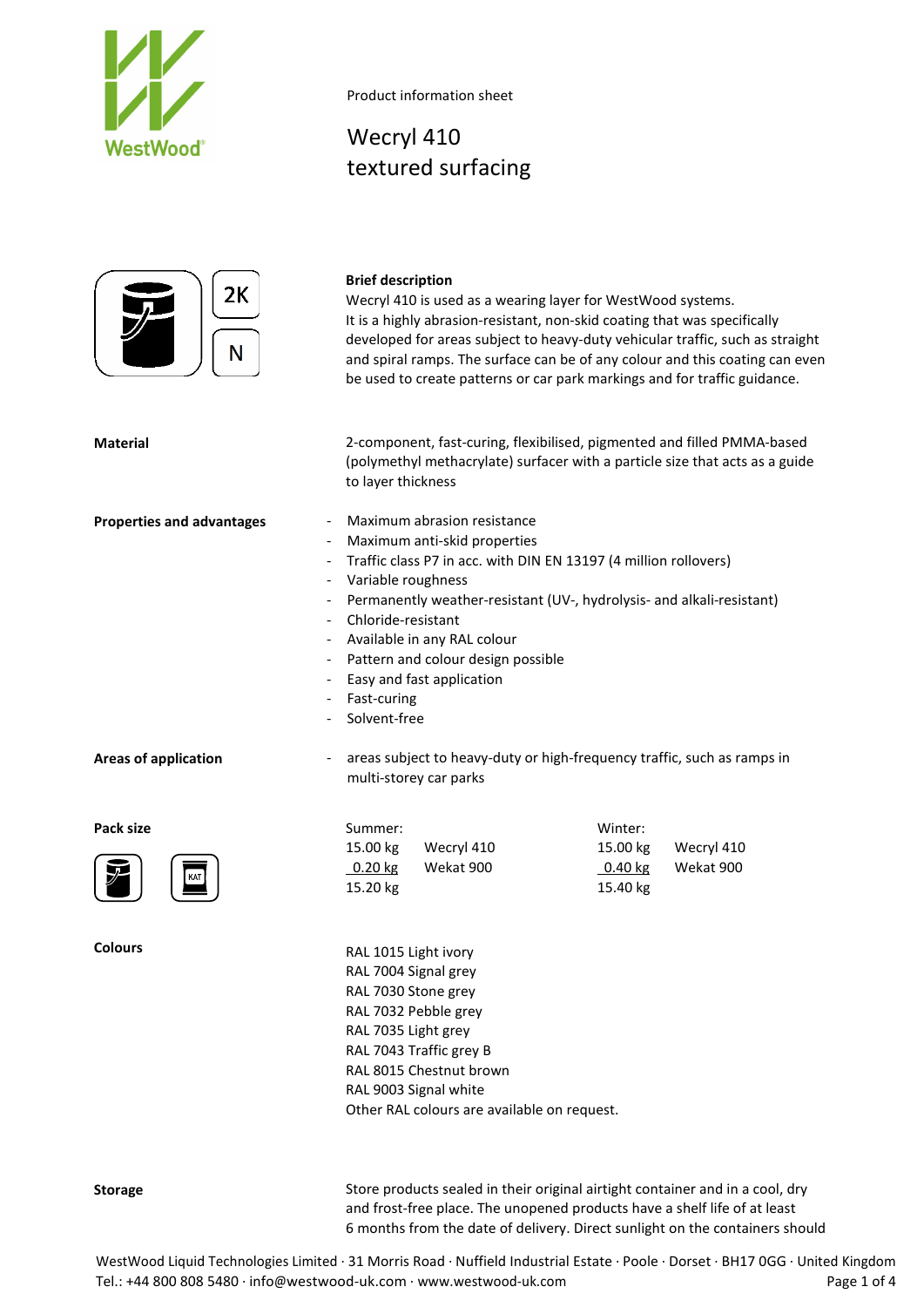Product information sheet

# Wecryl 410
# textured surfacing

2K

N

**Brief description**

Wecryl 410 is used as a wearing layer for WestWood systems.
It is a highly abrasion-resistant, non-skid coating that was specifically developed for areas subject to heavy-duty vehicular traffic, such as straight and spiral ramps. The surface can be of any colour and this coating can even be used to create patterns or car park markings and for traffic guidance.

**Material**

2-component, fast-curing, flexibilised, pigmented and filled PMMA-based (polymethyl methacrylate) surfacer with a particle size that acts as a guide to layer thickness

**Properties and advantages**

- Maximum abrasion resistance
- Maximum anti-skid properties
- Traffic class P7 in acc. with DIN EN 13197 (4 million rollovers)
- Variable roughness
- Permanently weather-resistant (UV-, hydrolysis- and alkali-resistant)
- Chloride-resistant
- Available in any RAL colour
- Pattern and colour design possible
- Easy and fast application
- Fast-curing
- Solvent-free

**Areas of application**

- areas subject to heavy-duty or high-frequency traffic, such as ramps in multi-storey car parks

**Pack size**

KAT

| Summer: | | Winter: | |
|---|---|---|---|
| 15.00 kg | Wecryl 410 | 15.00 kg | Wecryl 410 |
| 0.20 kg | Wekat 900 | 0.40 kg | Wekat 900 |
| 15.20 kg | | 15.40 kg | |

**Colours**

RAL 1015 Light ivory
RAL 7004 Signal grey
RAL 7030 Stone grey
RAL 7032 Pebble grey
RAL 7035 Light grey
RAL 7043 Traffic grey B
RAL 8015 Chestnut brown
RAL 9003 Signal white
Other RAL colours are available on request.

**Storage**

Store products sealed in their original airtight container and in a cool, dry and frost-free place. The unopened products have a shelf life of at least 6 months from the date of delivery. Direct sunlight on the containers should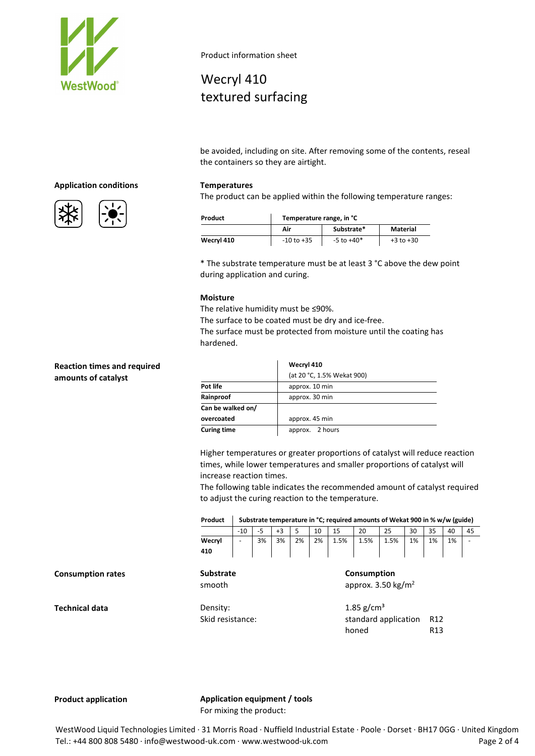be avoided, including on site. After removing some of the contents, reseal the containers so they are airtight.

## Application conditions

### Temperatures

The product can be applied within the following temperature ranges:

| Product | Temperature range, in °C | | |
|---|---|---|---|
| | Air | Substrate* | Material |
| Wecryl 410 | -10 to +35 | -5 to +40* | +3 to +30 |

\* The substrate temperature must be at least 3 °C above the dew point during application and curing.

### Moisture

The relative humidity must be ≤90%.
The surface to be coated must be dry and ice-free.
The surface must be protected from moisture until the coating has hardened.

## Reaction times and required amounts of catalyst

| | Wecryl 410 (at 20 °C, 1.5% Wekat 900) |
|---|---|
| Pot life | approx. 10 min |
| Rainproof | approx. 30 min |
| Can be walked on/ overcoated | approx. 45 min |
| Curing time | approx. 2 hours |

Higher temperatures or greater proportions of catalyst will reduce reaction times, while lower temperatures and smaller proportions of catalyst will increase reaction times.
The following table indicates the recommended amount of catalyst required to adjust the curing reaction to the temperature.

| Product | Substrate temperature in °C; required amounts of Wekat 900 in % w/w (guide) | | | | | | | | | | | |
|---|---|---|---|---|---|---|---|---|---|---|---|---|
| | -10 | -5 | +3 | 5 | 10 | 15 | 20 | 25 | 30 | 35 | 40 | 45 |
| Wecryl 410 | - | 3% | 3% | 2% | 2% | 1.5% | 1.5% | 1.5% | 1% | 1% | 1% | - |

## Consumption rates

| Substrate | Consumption |
|---|---|
| smooth | approx. 3.50 kg/m$^2$ |

## Technical data

Density: 1.85 g/cm$^3$

Skid resistance:

- standard application R12
- honed R13

## Product application

### Application equipment / tools

For mixing the product: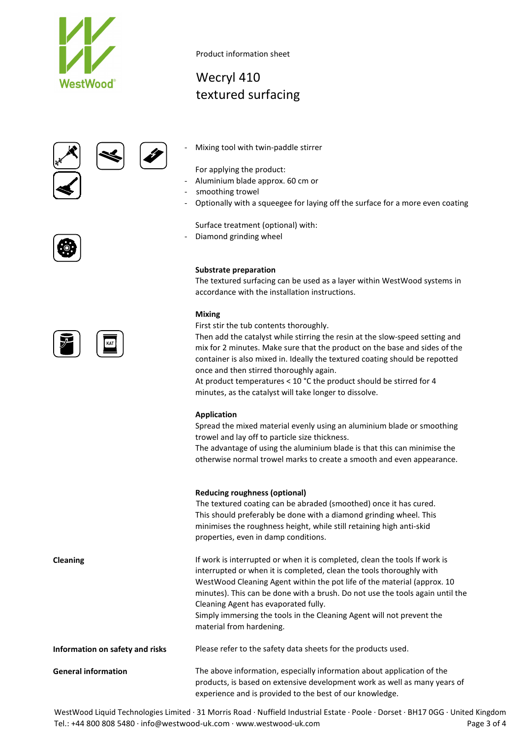Product information sheet

# Wecryl 410 textured surfacing

- Mixing tool with twin-paddle stirrer

For applying the product:

- Aluminium blade approx. 60 cm or
- smoothing trowel
- Optionally with a squeegee for laying off the surface for a more even coating

Surface treatment (optional) with:

- Diamond grinding wheel

**Substrate preparation**

The textured surfacing can be used as a layer within WestWood systems in accordance with the installation instructions.

**Mixing**

First stir the tub contents thoroughly.
Then add the catalyst while stirring the resin at the slow-speed setting and mix for 2 minutes. Make sure that the product on the base and sides of the container is also mixed in. Ideally the textured coating should be repotted once and then stirred thoroughly again.
At product temperatures < 10 °C the product should be stirred for 4 minutes, as the catalyst will take longer to dissolve.

**Application**

Spread the mixed material evenly using an aluminium blade or smoothing trowel and lay off to particle size thickness.
The advantage of using the aluminium blade is that this can minimise the otherwise normal trowel marks to create a smooth and even appearance.

**Reducing roughness (optional)**

The textured coating can be abraded (smoothed) once it has cured. This should preferably be done with a diamond grinding wheel. This minimises the roughness height, while still retaining high anti-skid properties, even in damp conditions.

**Cleaning**

If work is interrupted or when it is completed, clean the tools If work is interrupted or when it is completed, clean the tools thoroughly with WestWood Cleaning Agent within the pot life of the material (approx. 10 minutes). This can be done with a brush. Do not use the tools again until the Cleaning Agent has evaporated fully.
Simply immersing the tools in the Cleaning Agent will not prevent the material from hardening.

**Information on safety and risks**

Please refer to the safety data sheets for the products used.

**General information**

The above information, especially information about application of the products, is based on extensive development work as well as many years of experience and is provided to the best of our knowledge.

WestWood Liquid Technologies Limited · 31 Morris Road · Nuffield Industrial Estate · Poole · Dorset · BH17 0GG · United Kingdom
Tel.: +44 800 808 5480 · info@westwood-uk.com · www.westwood-uk.com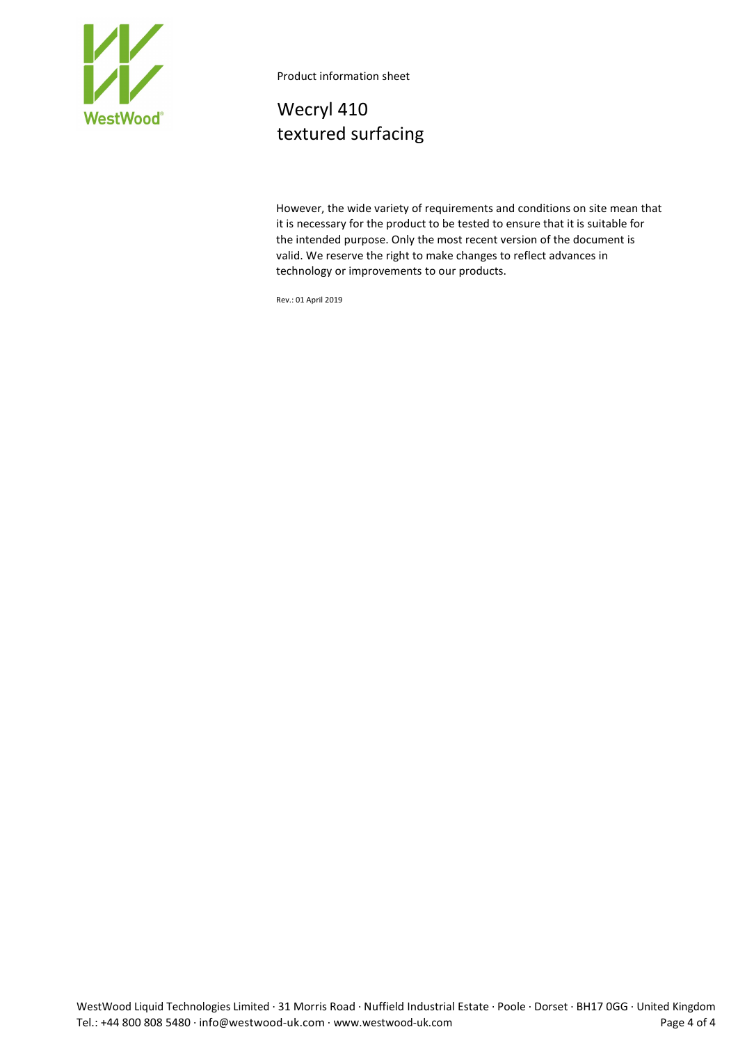However, the wide variety of requirements and conditions on site mean that it is necessary for the product to be tested to ensure that it is suitable for the intended purpose. Only the most recent version of the document is valid. We reserve the right to make changes to reflect advances in technology or improvements to our products.

Rev.: 01 April 2019